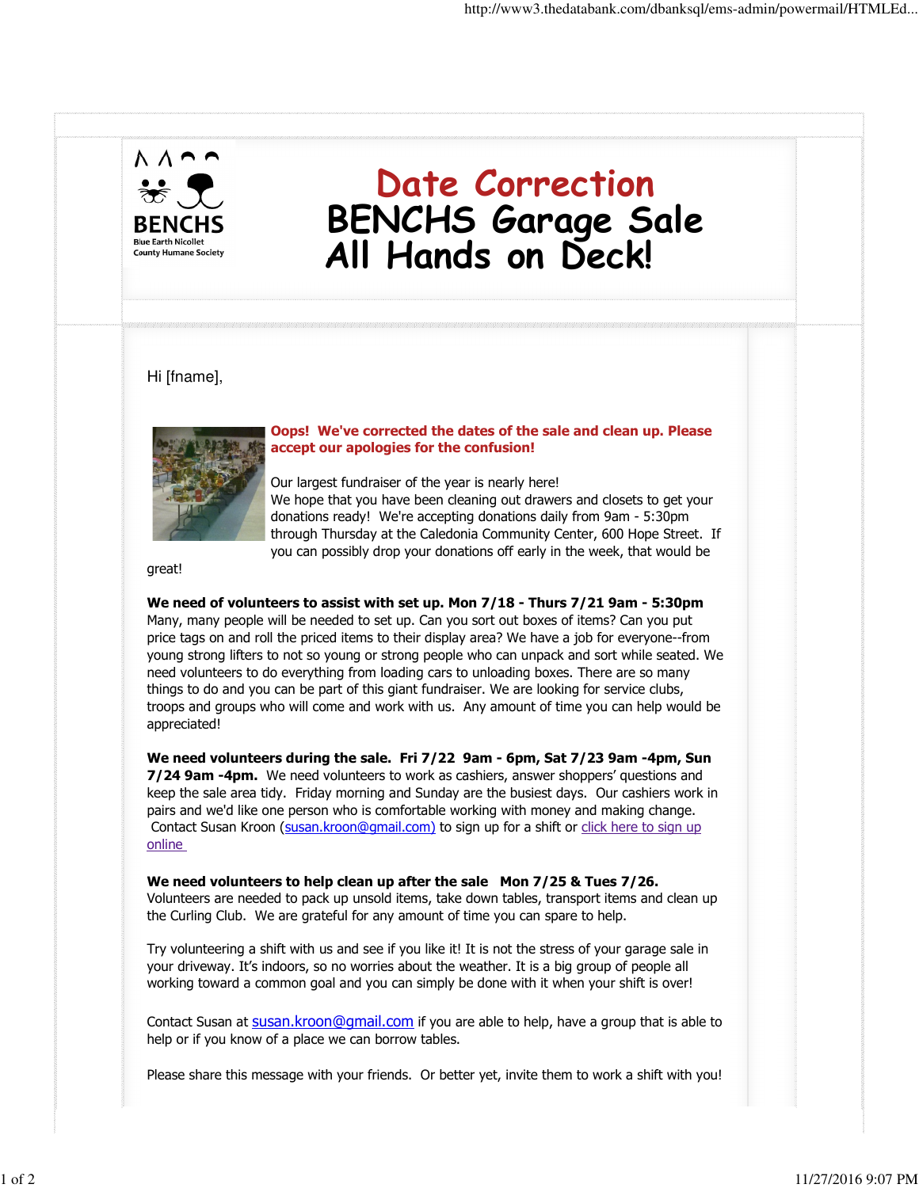BENCHS
Blue Earth Nicollet County Humane Society

# Date Correction
# BENCHS Garage Sale
# All Hands on Deck!

Hi [fname],

**Oops! We've corrected the dates of the sale and clean up. Please accept our apologies for the confusion!**

Our largest fundraiser of the year is nearly here!
We hope that you have been cleaning out drawers and closets to get your donations ready! We're accepting donations daily from 9am - 5:30pm through Thursday at the Caledonia Community Center, 600 Hope Street. If you can possibly drop your donations off early in the week, that would be great!

**We need of volunteers to assist with set up. Mon 7/18 - Thurs 7/21 9am - 5:30pm**
Many, many people will be needed to set up. Can you sort out boxes of items? Can you put price tags on and roll the priced items to their display area? We have a job for everyone--from young strong lifters to not so young or strong people who can unpack and sort while seated. We need volunteers to do everything from loading cars to unloading boxes. There are so many things to do and you can be part of this giant fundraiser. We are looking for service clubs, troops and groups who will come and work with us. Any amount of time you can help would be appreciated!

**We need volunteers during the sale. Fri 7/22 9am - 6pm, Sat 7/23 9am -4pm, Sun 7/24 9am -4pm.** We need volunteers to work as cashiers, answer shoppers' questions and keep the sale area tidy. Friday morning and Sunday are the busiest days. Our cashiers work in pairs and we'd like one person who is comfortable working with money and making change. Contact Susan Kroon (susan.kroon@gmail.com) to sign up for a shift or click here to sign up online

**We need volunteers to help clean up after the sale Mon 7/25 & Tues 7/26.**
Volunteers are needed to pack up unsold items, take down tables, transport items and clean up the Curling Club. We are grateful for any amount of time you can spare to help.

Try volunteering a shift with us and see if you like it! It is not the stress of your garage sale in your driveway. It's indoors, so no worries about the weather. It is a big group of people all working toward a common goal and you can simply be done with it when your shift is over!

Contact Susan at susan.kroon@gmail.com if you are able to help, have a group that is able to help or if you know of a place we can borrow tables.

Please share this message with your friends. Or better yet, invite them to work a shift with you!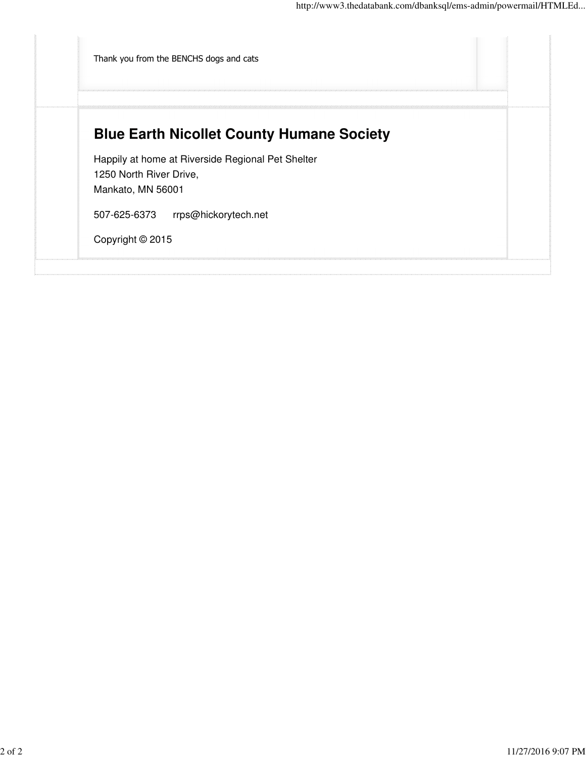Thank you from the BENCHS dogs and cats

## Blue Earth Nicollet County Humane Society

Happily at home at Riverside Regional Pet Shelter
1250 North River Drive,
Mankato, MN 56001

507-625-6373      rrps@hickorytech.net

Copyright © 2015